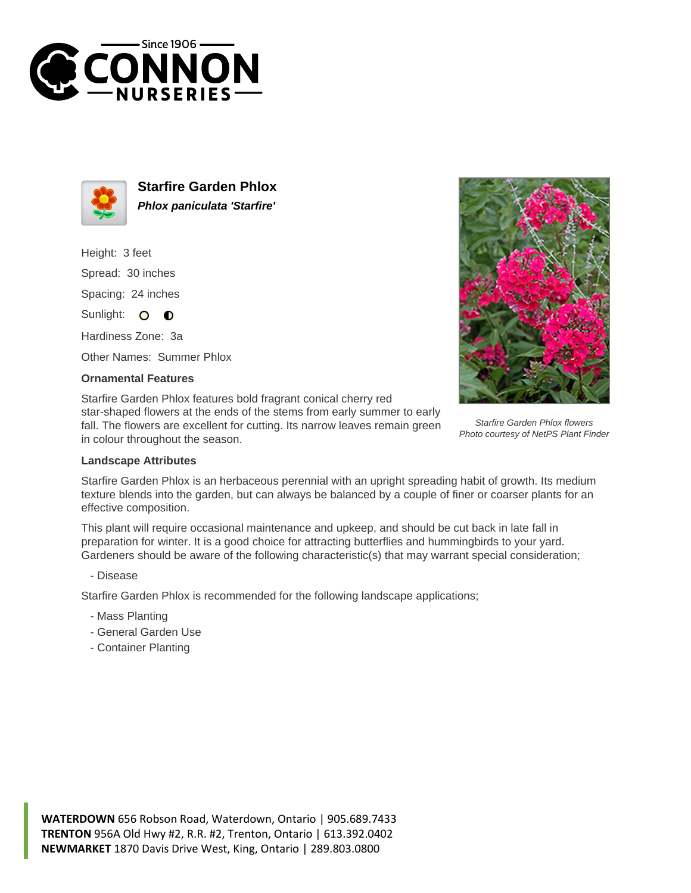# Starfire Garden Phlox

***Phlox paniculata 'Starfire'***

Height: 3 feet

Spread: 30 inches

Spacing: 24 inches

Sunlight:

Hardiness Zone: 3a

Other Names: Summer Phlox

### Ornamental Features

Starfire Garden Phlox features bold fragrant conical cherry red star-shaped flowers at the ends of the stems from early summer to early fall. The flowers are excellent for cutting. Its narrow leaves remain green in colour throughout the season.

*Starfire Garden Phlox flowers*
*Photo courtesy of NetPS Plant Finder*

### Landscape Attributes

Starfire Garden Phlox is an herbaceous perennial with an upright spreading habit of growth. Its medium texture blends into the garden, but can always be balanced by a couple of finer or coarser plants for an effective composition.

This plant will require occasional maintenance and upkeep, and should be cut back in late fall in preparation for winter. It is a good choice for attracting butterflies and hummingbirds to your yard. Gardeners should be aware of the following characteristic(s) that may warrant special consideration;

- Disease

Starfire Garden Phlox is recommended for the following landscape applications;

- Mass Planting
- General Garden Use
- Container Planting

**WATERDOWN** 656 Robson Road, Waterdown, Ontario | 905.689.7433
**TRENTON** 956A Old Hwy #2, R.R. #2, Trenton, Ontario | 613.392.0402
**NEWMARKET** 1870 Davis Drive West, King, Ontario | 289.803.0800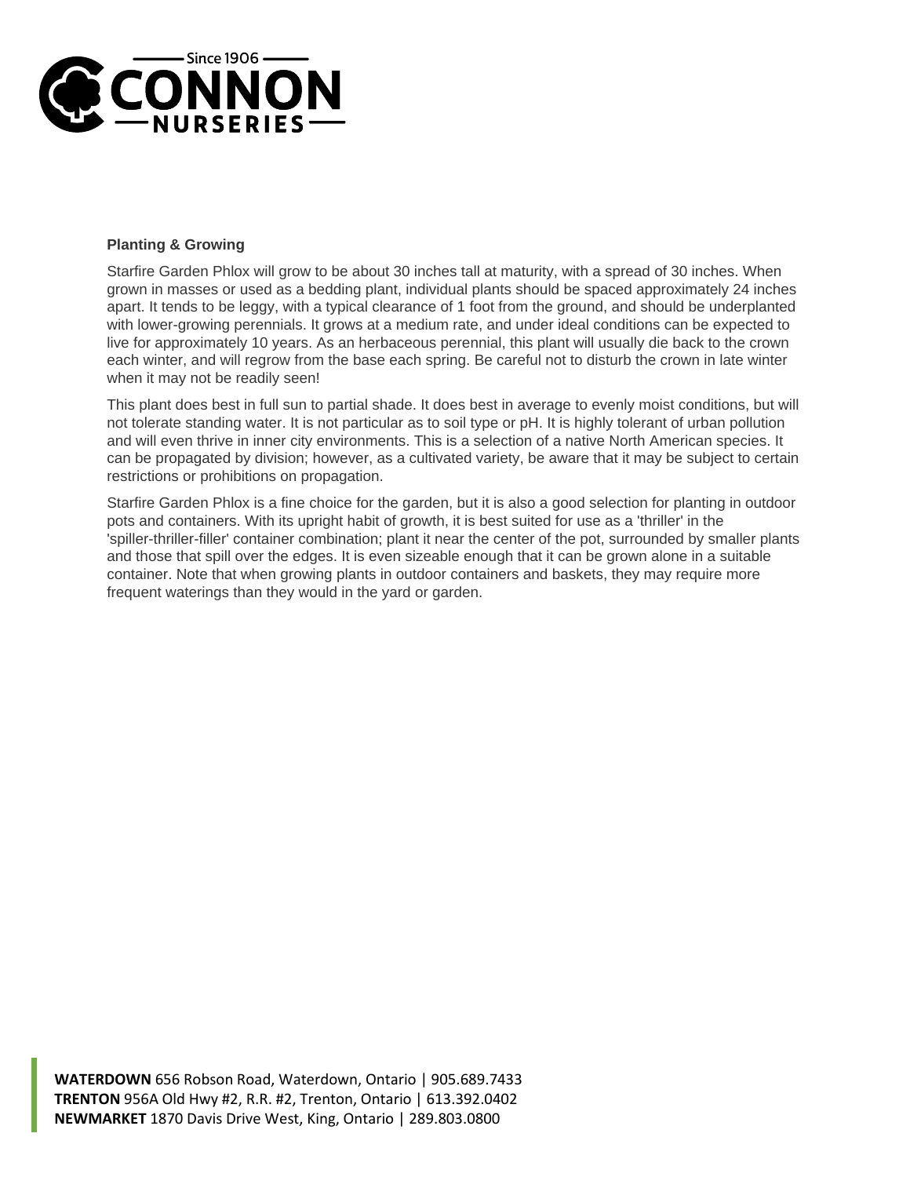### Planting & Growing

Starfire Garden Phlox will grow to be about 30 inches tall at maturity, with a spread of 30 inches. When grown in masses or used as a bedding plant, individual plants should be spaced approximately 24 inches apart. It tends to be leggy, with a typical clearance of 1 foot from the ground, and should be underplanted with lower-growing perennials. It grows at a medium rate, and under ideal conditions can be expected to live for approximately 10 years. As an herbaceous perennial, this plant will usually die back to the crown each winter, and will regrow from the base each spring. Be careful not to disturb the crown in late winter when it may not be readily seen!

This plant does best in full sun to partial shade. It does best in average to evenly moist conditions, but will not tolerate standing water. It is not particular as to soil type or pH. It is highly tolerant of urban pollution and will even thrive in inner city environments. This is a selection of a native North American species. It can be propagated by division; however, as a cultivated variety, be aware that it may be subject to certain restrictions or prohibitions on propagation.

Starfire Garden Phlox is a fine choice for the garden, but it is also a good selection for planting in outdoor pots and containers. With its upright habit of growth, it is best suited for use as a 'thriller' in the 'spiller-thriller-filler' container combination; plant it near the center of the pot, surrounded by smaller plants and those that spill over the edges. It is even sizeable enough that it can be grown alone in a suitable container. Note that when growing plants in outdoor containers and baskets, they may require more frequent waterings than they would in the yard or garden.